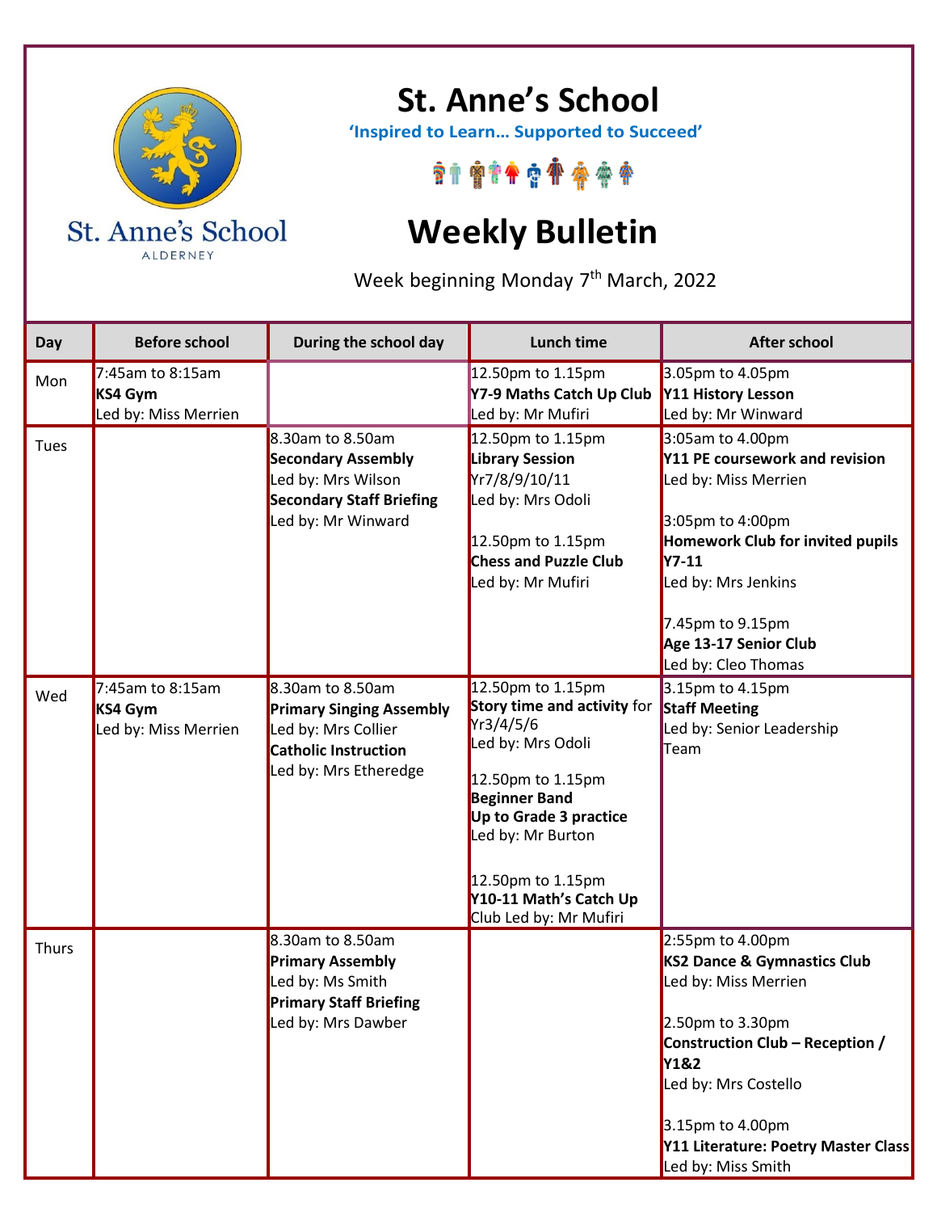# St. Anne's School

**'Inspired to Learn... Supported to Succeed'**

St. Anne's School
ALDERNEY

# Weekly Bulletin

Week beginning Monday 7th March, 2022

| Day | Before school | During the school day | Lunch time | After school |
|---|---|---|---|---|
| Mon | 7:45am to 8:15am<br>**KS4 Gym**<br>Led by: Miss Merrien | | 12.50pm to 1.15pm<br>**Y7-9 Maths Catch Up Club**<br>Led by: Mr Mufiri | 3.05pm to 4.05pm<br>**Y11 History Lesson**<br>Led by: Mr Winward |
| Tues | | 8.30am to 8.50am<br>**Secondary Assembly**<br>Led by: Mrs Wilson<br>**Secondary Staff Briefing**<br>Led by: Mr Winward | 12.50pm to 1.15pm<br>**Library Session**<br>Yr7/8/9/10/11<br>Led by: Mrs Odoli<br><br>12.50pm to 1.15pm<br>**Chess and Puzzle Club**<br>Led by: Mr Mufiri | 3:05am to 4.00pm<br>**Y11 PE coursework and revision**<br>Led by: Miss Merrien<br><br>3:05pm to 4:00pm<br>**Homework Club for invited pupils Y7-11**<br>Led by: Mrs Jenkins<br><br>7.45pm to 9.15pm<br>**Age 13-17 Senior Club**<br>Led by: Cleo Thomas |
| Wed | 7:45am to 8:15am<br>**KS4 Gym**<br>Led by: Miss Merrien | 8.30am to 8.50am<br>**Primary Singing Assembly**<br>Led by: Mrs Collier<br>**Catholic Instruction**<br>Led by: Mrs Etheredge | 12.50pm to 1.15pm<br>**Story time and activity** for Yr3/4/5/6<br>Led by: Mrs Odoli<br><br>12.50pm to 1.15pm<br>**Beginner Band**<br>**Up to Grade 3 practice**<br>Led by: Mr Burton<br><br>12.50pm to 1.15pm<br>**Y10-11 Math's Catch Up** Club Led by: Mr Mufiri | 3.15pm to 4.15pm<br>**Staff Meeting**<br>Led by: Senior Leadership Team |
| Thurs | | 8.30am to 8.50am<br>**Primary Assembly**<br>Led by: Ms Smith<br>**Primary Staff Briefing**<br>Led by: Mrs Dawber | | 2:55pm to 4.00pm<br>**KS2 Dance & Gymnastics Club**<br>Led by: Miss Merrien<br><br>2.50pm to 3.30pm<br>**Construction Club – Reception / Y1&2**<br>Led by: Mrs Costello<br><br>3.15pm to 4.00pm<br>**Y11 Literature: Poetry Master Class**<br>Led by: Miss Smith |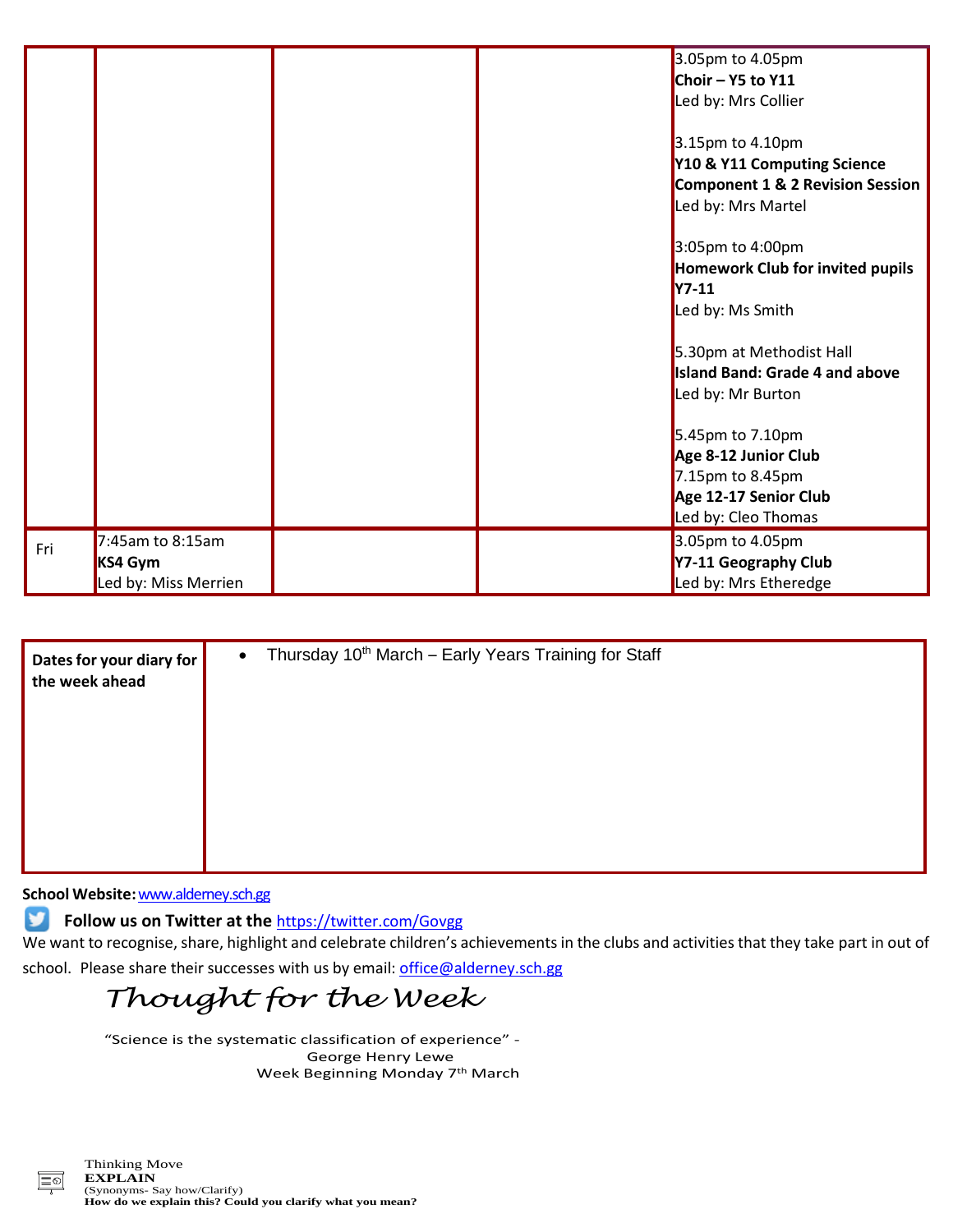| | | | | |
|---|---|---|---|---|
| | | | | 3.05pm to 4.05pm<br>**Choir – Y5 to Y11**<br>Led by: Mrs Collier<br><br>3.15pm to 4.10pm<br>**Y10 & Y11 Computing Science Component 1 & 2 Revision Session**<br>Led by: Mrs Martel<br><br>3:05pm to 4:00pm<br>**Homework Club for invited pupils Y7-11**<br>Led by: Ms Smith<br><br>5.30pm at Methodist Hall<br>**Island Band: Grade 4 and above**<br>Led by: Mr Burton<br><br>5.45pm to 7.10pm<br>**Age 8-12 Junior Club**<br>7.15pm to 8.45pm<br>**Age 12-17 Senior Club**<br>Led by: Cleo Thomas |
| Fri | 7:45am to 8:15am<br>**KS4 Gym**<br>Led by: Miss Merrien | | | 3.05pm to 4.05pm<br>**Y7-11 Geography Club**<br>Led by: Mrs Etheredge |

| | |
|---|---|
| **Dates for your diary for the week ahead** | • Thursday 10th March – Early Years Training for Staff |

**School Website:** www.alderney.sch.gg

**Follow us on Twitter at the** https://twitter.com/Govgg

We want to recognise, share, highlight and celebrate children's achievements in the clubs and activities that they take part in out of school. Please share their successes with us by email: office@alderney.sch.gg

## *Thought for the Week*

"Science is the systematic classification of experience" -
George Henry Lewe
Week Beginning Monday 7th March

Thinking Move
**EXPLAIN**
(Synonyms- Say how/Clarify)
**How do we explain this? Could you clarify what you mean?**